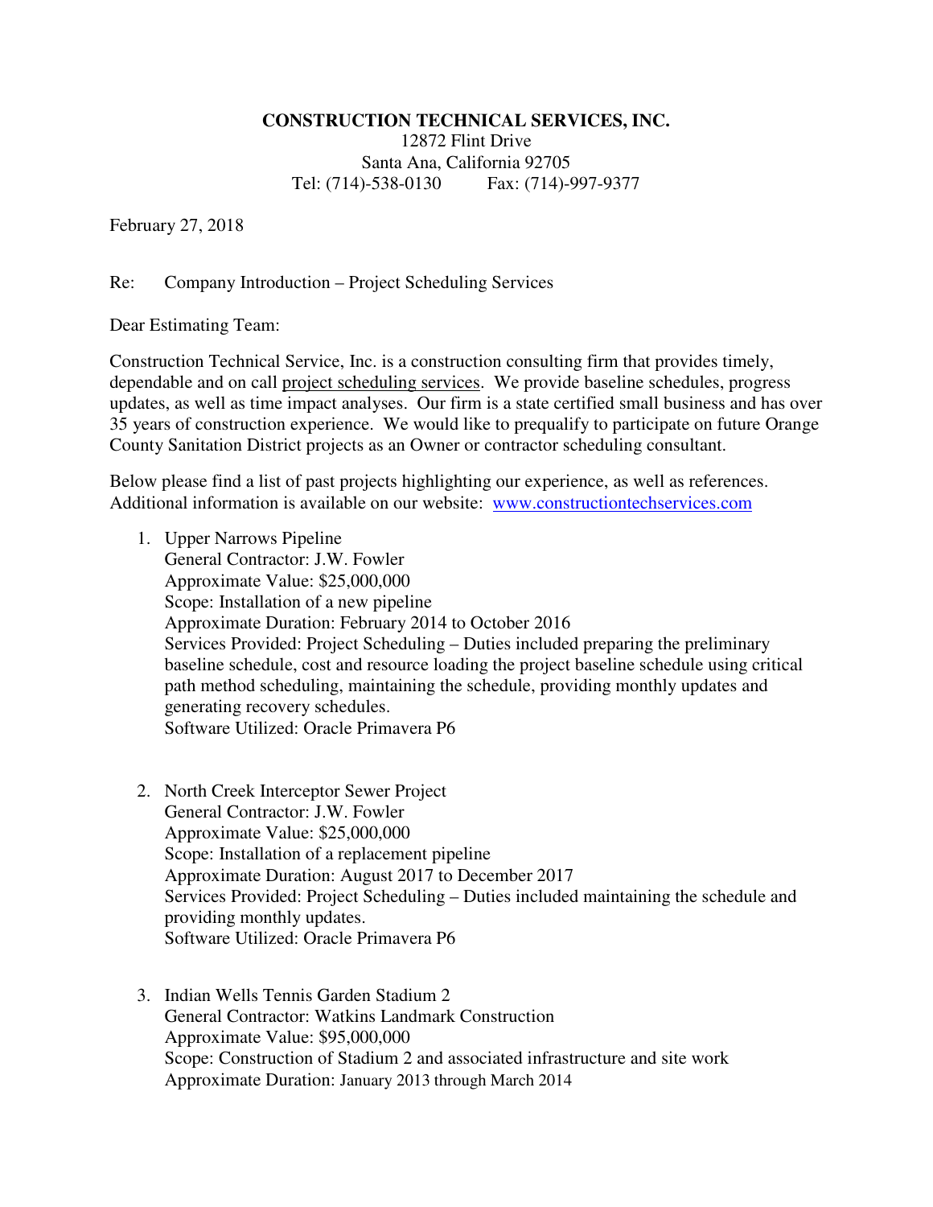**CONSTRUCTION TECHNICAL SERVICES, INC.**
12872 Flint Drive
Santa Ana, California 92705
Tel: (714)-538-0130    Fax: (714)-997-9377

February 27, 2018

Re: Company Introduction – Project Scheduling Services

Dear Estimating Team:

Construction Technical Service, Inc. is a construction consulting firm that provides timely, dependable and on call project scheduling services. We provide baseline schedules, progress updates, as well as time impact analyses. Our firm is a state certified small business and has over 35 years of construction experience. We would like to prequalify to participate on future Orange County Sanitation District projects as an Owner or contractor scheduling consultant.

Below please find a list of past projects highlighting our experience, as well as references. Additional information is available on our website: [www.constructiontechservices.com](http://www.constructiontechservices.com)

1. Upper Narrows Pipeline
   General Contractor: J.W. Fowler
   Approximate Value: $25,000,000
   Scope: Installation of a new pipeline
   Approximate Duration: February 2014 to October 2016
   Services Provided: Project Scheduling – Duties included preparing the preliminary baseline schedule, cost and resource loading the project baseline schedule using critical path method scheduling, maintaining the schedule, providing monthly updates and generating recovery schedules.
   Software Utilized: Oracle Primavera P6

2. North Creek Interceptor Sewer Project
   General Contractor: J.W. Fowler
   Approximate Value: $25,000,000
   Scope: Installation of a replacement pipeline
   Approximate Duration: August 2017 to December 2017
   Services Provided: Project Scheduling – Duties included maintaining the schedule and providing monthly updates.
   Software Utilized: Oracle Primavera P6

3. Indian Wells Tennis Garden Stadium 2
   General Contractor: Watkins Landmark Construction
   Approximate Value: $95,000,000
   Scope: Construction of Stadium 2 and associated infrastructure and site work
   Approximate Duration: January 2013 through March 2014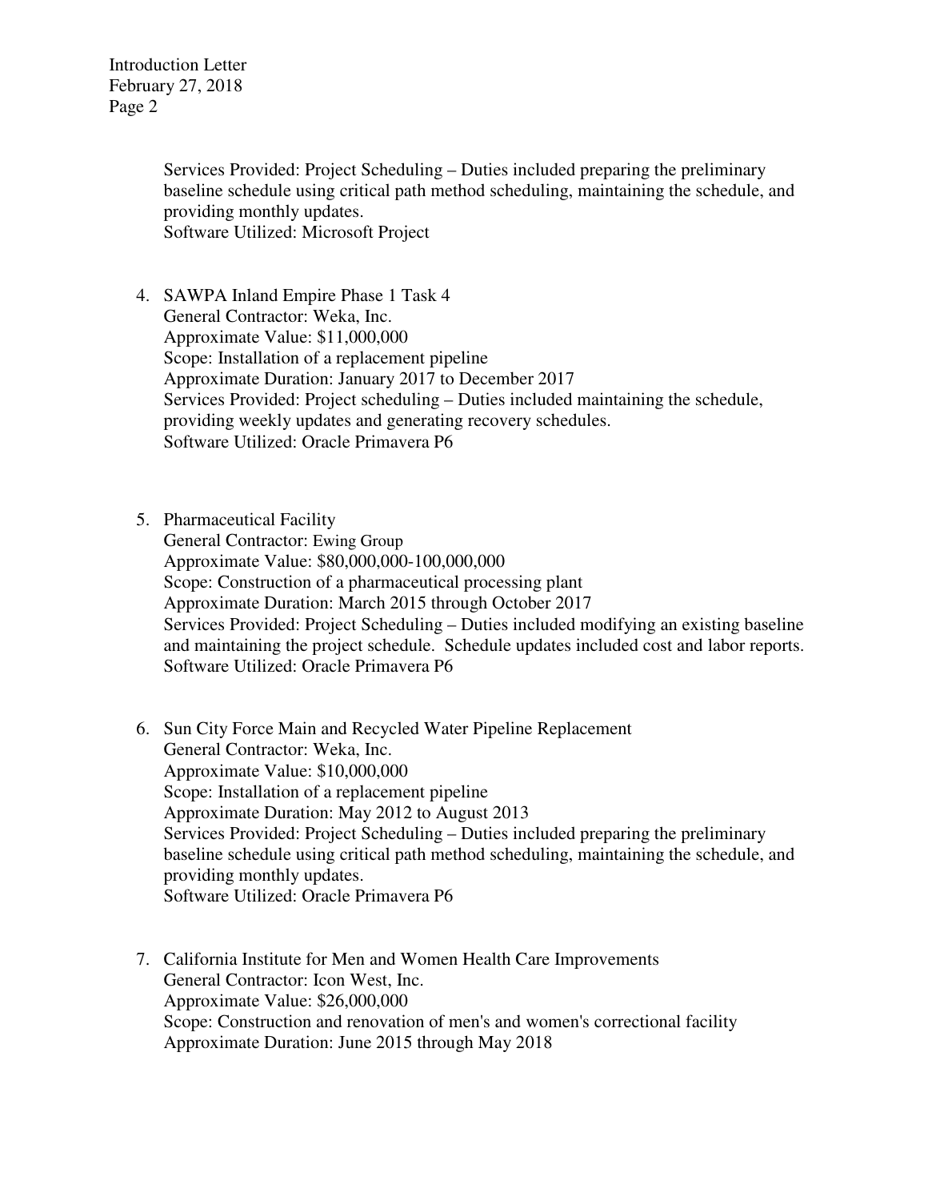Services Provided: Project Scheduling – Duties included preparing the preliminary baseline schedule using critical path method scheduling, maintaining the schedule, and providing monthly updates.
Software Utilized: Microsoft Project

4. SAWPA Inland Empire Phase 1 Task 4
   General Contractor: Weka, Inc.
   Approximate Value: $11,000,000
   Scope: Installation of a replacement pipeline
   Approximate Duration: January 2017 to December 2017
   Services Provided: Project scheduling – Duties included maintaining the schedule, providing weekly updates and generating recovery schedules.
   Software Utilized: Oracle Primavera P6

5. Pharmaceutical Facility
   General Contractor: Ewing Group
   Approximate Value: $80,000,000-100,000,000
   Scope: Construction of a pharmaceutical processing plant
   Approximate Duration: March 2015 through October 2017
   Services Provided: Project Scheduling – Duties included modifying an existing baseline and maintaining the project schedule. Schedule updates included cost and labor reports.
   Software Utilized: Oracle Primavera P6

6. Sun City Force Main and Recycled Water Pipeline Replacement
   General Contractor: Weka, Inc.
   Approximate Value: $10,000,000
   Scope: Installation of a replacement pipeline
   Approximate Duration: May 2012 to August 2013
   Services Provided: Project Scheduling – Duties included preparing the preliminary baseline schedule using critical path method scheduling, maintaining the schedule, and providing monthly updates.
   Software Utilized: Oracle Primavera P6

7. California Institute for Men and Women Health Care Improvements
   General Contractor: Icon West, Inc.
   Approximate Value: $26,000,000
   Scope: Construction and renovation of men's and women's correctional facility
   Approximate Duration: June 2015 through May 2018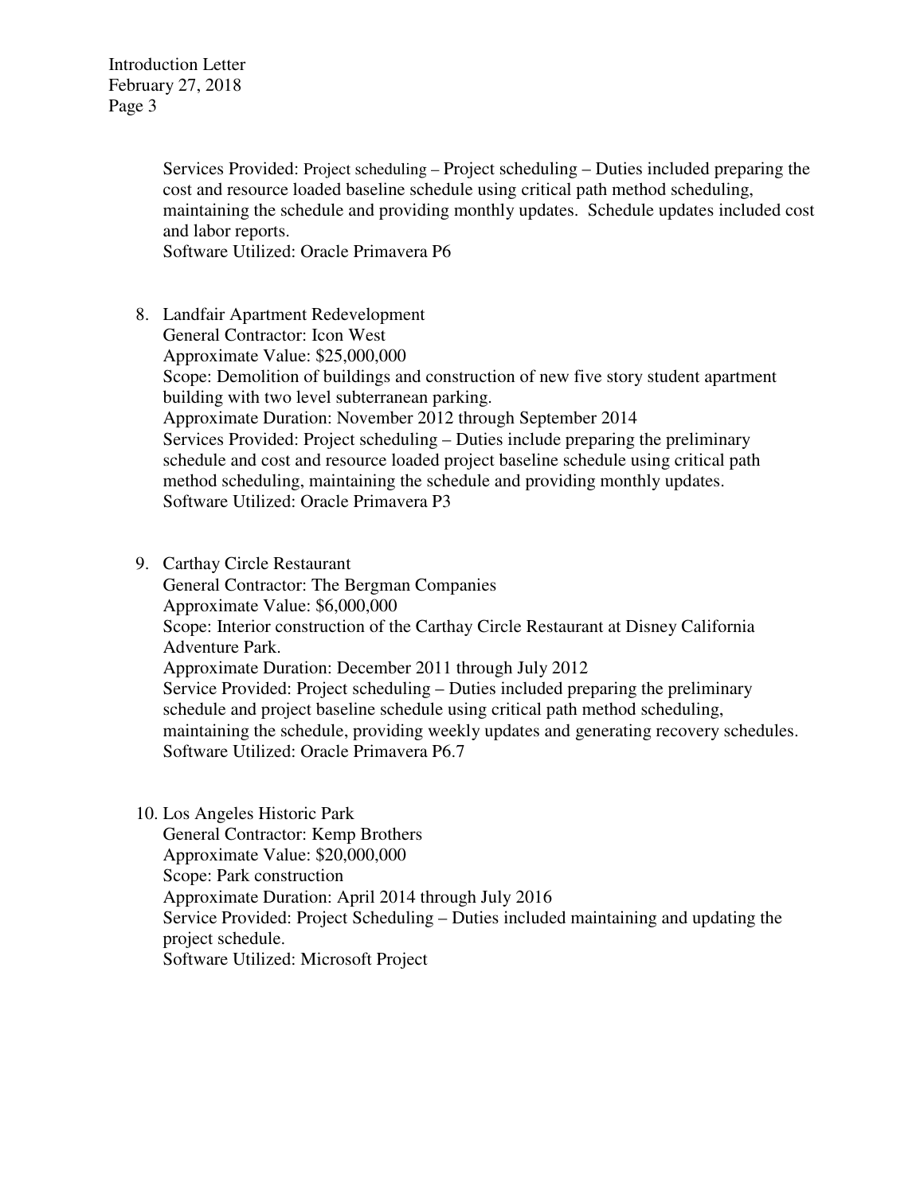Services Provided: Project scheduling – Project scheduling – Duties included preparing the cost and resource loaded baseline schedule using critical path method scheduling, maintaining the schedule and providing monthly updates. Schedule updates included cost and labor reports.
Software Utilized: Oracle Primavera P6

8. Landfair Apartment Redevelopment
   General Contractor: Icon West
   Approximate Value: $25,000,000
   Scope: Demolition of buildings and construction of new five story student apartment building with two level subterranean parking.
   Approximate Duration: November 2012 through September 2014
   Services Provided: Project scheduling – Duties include preparing the preliminary schedule and cost and resource loaded project baseline schedule using critical path method scheduling, maintaining the schedule and providing monthly updates.
   Software Utilized: Oracle Primavera P3

9. Carthay Circle Restaurant
   General Contractor: The Bergman Companies
   Approximate Value: $6,000,000
   Scope: Interior construction of the Carthay Circle Restaurant at Disney California Adventure Park.
   Approximate Duration: December 2011 through July 2012
   Service Provided: Project scheduling – Duties included preparing the preliminary schedule and project baseline schedule using critical path method scheduling, maintaining the schedule, providing weekly updates and generating recovery schedules.
   Software Utilized: Oracle Primavera P6.7

10. Los Angeles Historic Park
    General Contractor: Kemp Brothers
    Approximate Value: $20,000,000
    Scope: Park construction
    Approximate Duration: April 2014 through July 2016
    Service Provided: Project Scheduling – Duties included maintaining and updating the project schedule.
    Software Utilized: Microsoft Project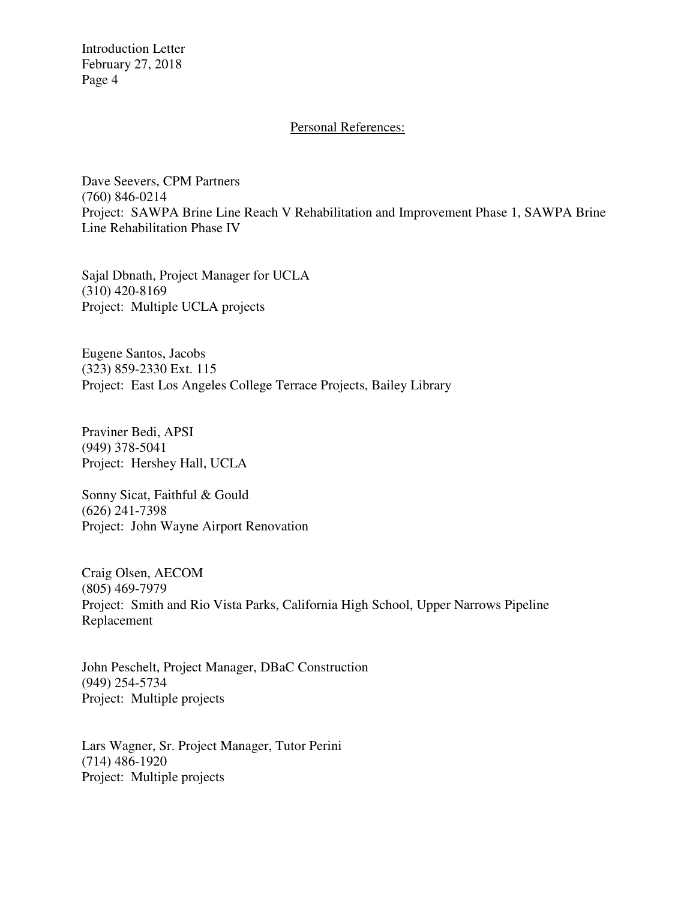## Personal References:

Dave Seevers, CPM Partners
(760) 846-0214
Project: SAWPA Brine Line Reach V Rehabilitation and Improvement Phase 1, SAWPA Brine Line Rehabilitation Phase IV

Sajal Dbnath, Project Manager for UCLA
(310) 420-8169
Project: Multiple UCLA projects

Eugene Santos, Jacobs
(323) 859-2330 Ext. 115
Project: East Los Angeles College Terrace Projects, Bailey Library

Praviner Bedi, APSI
(949) 378-5041
Project: Hershey Hall, UCLA

Sonny Sicat, Faithful & Gould
(626) 241-7398
Project: John Wayne Airport Renovation

Craig Olsen, AECOM
(805) 469-7979
Project: Smith and Rio Vista Parks, California High School, Upper Narrows Pipeline Replacement

John Peschelt, Project Manager, DBaC Construction
(949) 254-5734
Project: Multiple projects

Lars Wagner, Sr. Project Manager, Tutor Perini
(714) 486-1920
Project: Multiple projects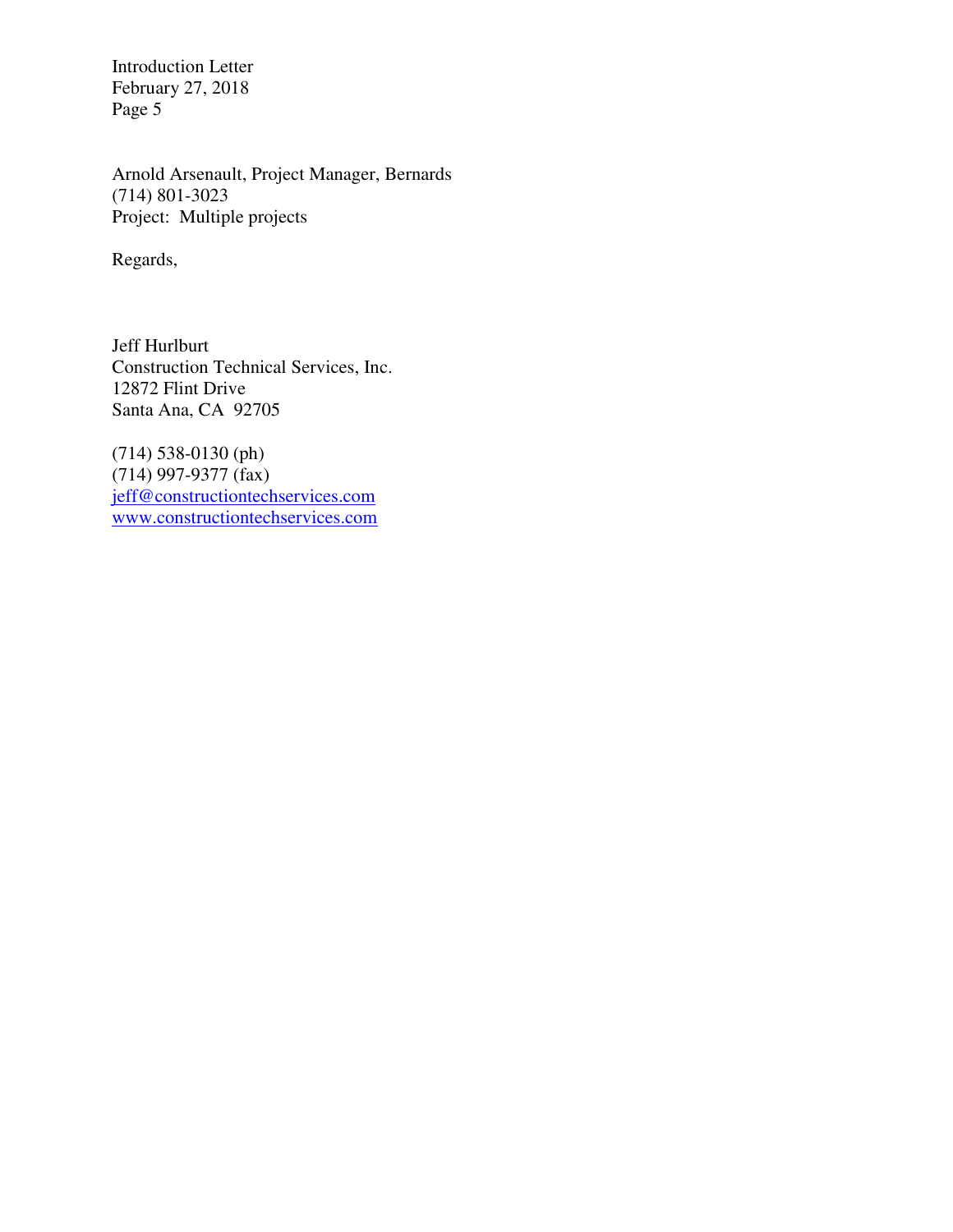Arnold Arsenault, Project Manager, Bernards
(714) 801-3023
Project: Multiple projects

Regards,

Jeff Hurlburt
Construction Technical Services, Inc.
12872 Flint Drive
Santa Ana, CA 92705

(714) 538-0130 (ph)
(714) 997-9377 (fax)
jeff@constructiontechservices.com
www.constructiontechservices.com